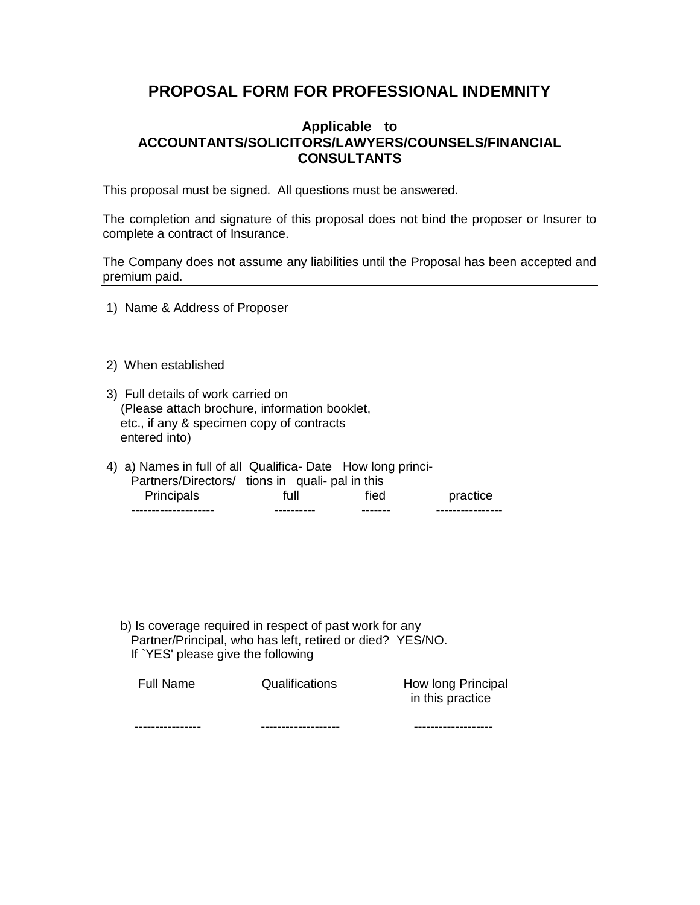# PROPOSAL FORM FOR PROFESSIONAL INDEMNITY

### Applicable to ACCOUNTANTS/SOLICITORS/LAWYERS/COUNSELS/FINANCIAL CONSULTANTS

---

This proposal must be signed. All questions must be answered.

The completion and signature of this proposal does not bind the proposer or Insurer to complete a contract of Insurance.

The Company does not assume any liabilities until the Proposal has been accepted and premium paid.

---

1) Name & Address of Proposer

2) When established

3) Full details of work carried on
   (Please attach brochure, information booklet, etc., if any & specimen copy of contracts entered into)

4) a) 

| Names in full of all Partners/Directors/ Principals | Qualifications in full | Date qualified | How long principal in this practice |
|---|---|---|---|
| | | | |

   b) Is coverage required in respect of past work for any Partner/Principal, who has left, retired or died? YES/NO.
   If `YES' please give the following

| Full Name | Qualifications | How long Principal in this practice |
|---|---|---|
| | | |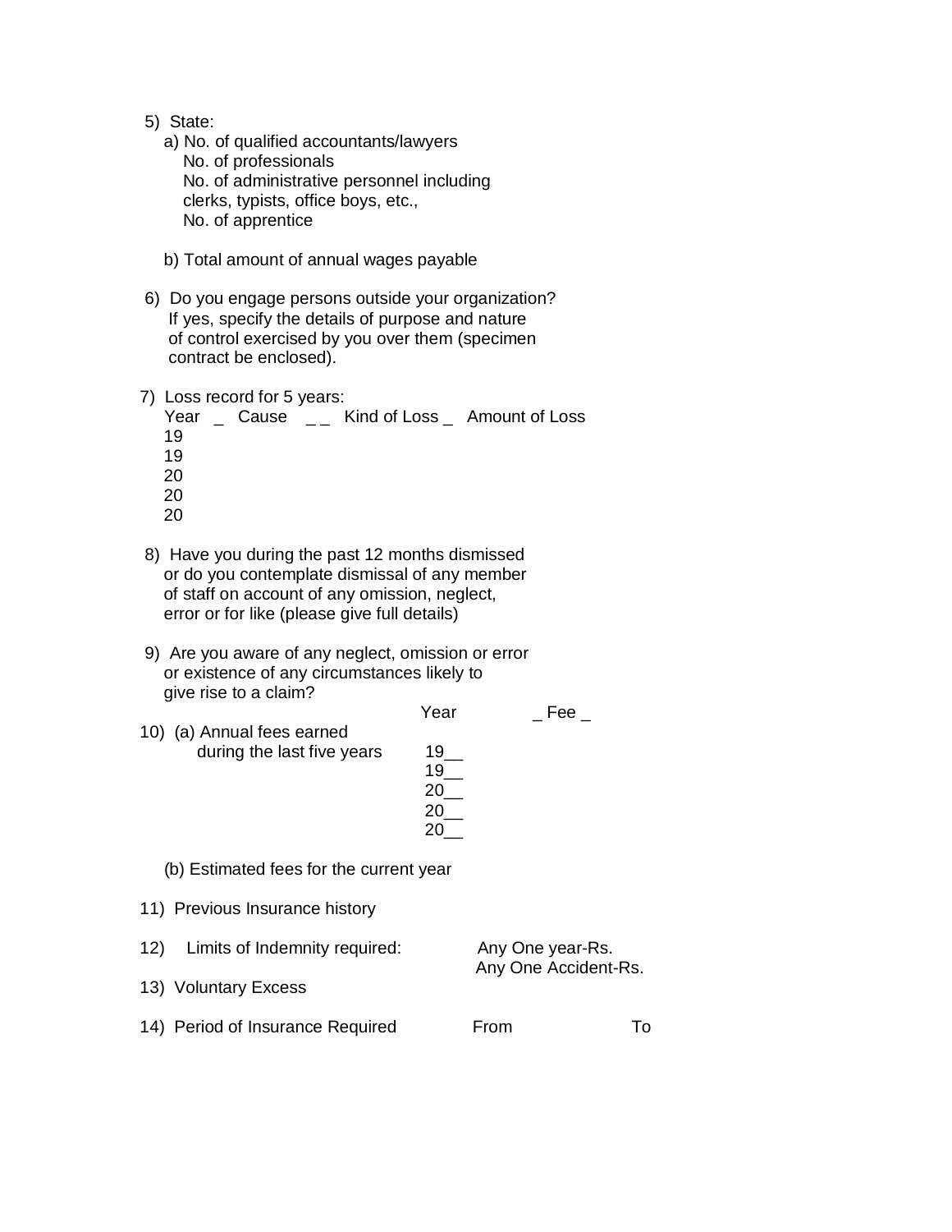5) State:

a) No. of qualified accountants/lawyers
   No. of professionals
   No. of administrative personnel including clerks, typists, office boys, etc.,
   No. of apprentice

b) Total amount of annual wages payable

6) Do you engage persons outside your organization? If yes, specify the details of purpose and nature of control exercised by you over them (specimen contract be enclosed).

7) Loss record for 5 years:

| Year | Cause | Kind of Loss | Amount of Loss |
|---|---|---|---|
| 19 | | | |
| 19 | | | |
| 20 | | | |
| 20 | | | |
| 20 | | | |

8) Have you during the past 12 months dismissed or do you contemplate dismissal of any member of staff on account of any omission, neglect, error or for like (please give full details)

9) Are you aware of any neglect, omission or error or existence of any circumstances likely to give rise to a claim?

10) (a) Annual fees earned during the last five years

| Year | Fee |
|---|---|
| 19__ | |
| 19__ | |
| 20__ | |
| 20__ | |
| 20__ | |

(b) Estimated fees for the current year

11) Previous Insurance history

12) Limits of Indemnity required: Any One year-Rs.
Any One Accident-Rs.

13) Voluntary Excess

14) Period of Insurance Required From To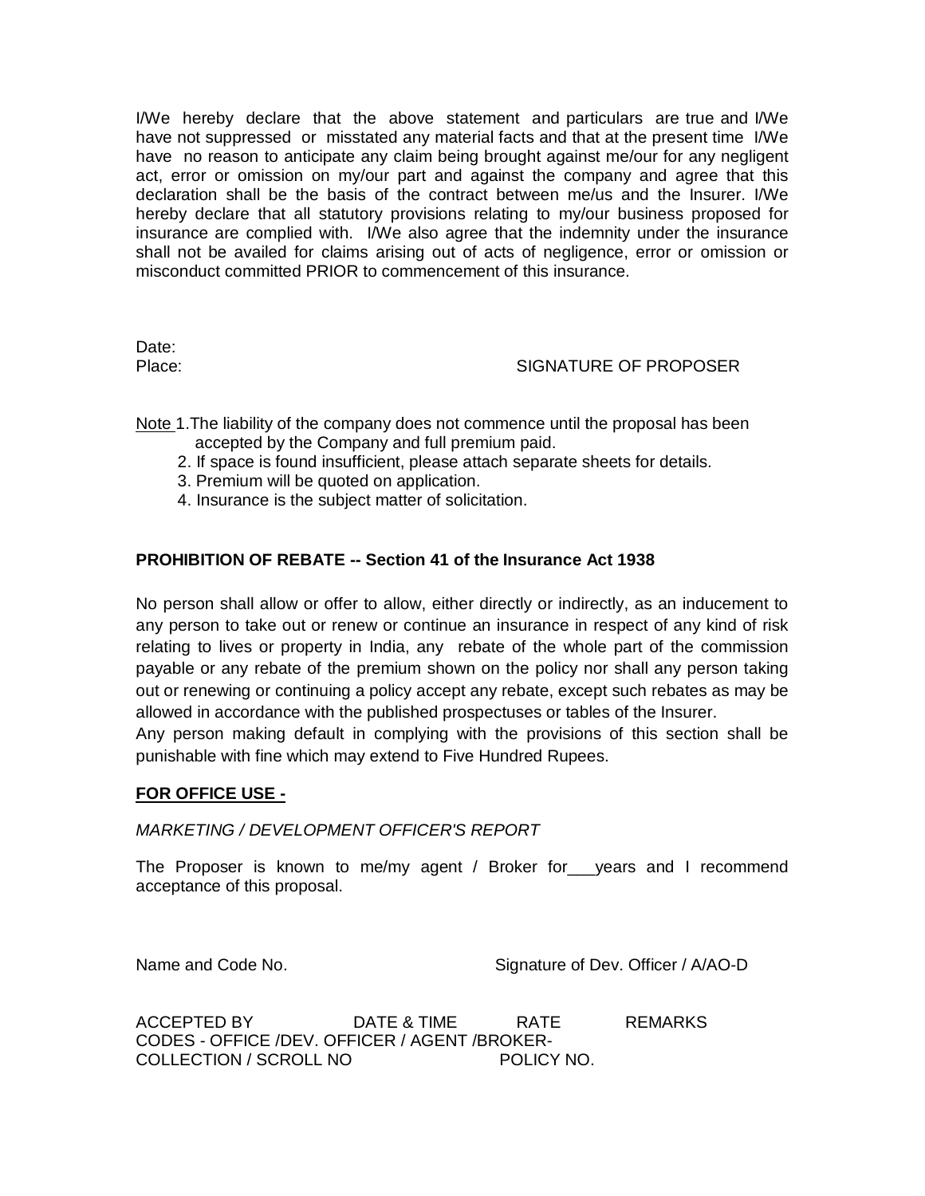I/We hereby declare that the above statement and particulars are true and I/We have not suppressed or misstated any material facts and that at the present time I/We have no reason to anticipate any claim being brought against me/our for any negligent act, error or omission on my/our part and against the company and agree that this declaration shall be the basis of the contract between me/us and the Insurer. I/We hereby declare that all statutory provisions relating to my/our business proposed for insurance are complied with. I/We also agree that the indemnity under the insurance shall not be availed for claims arising out of acts of negligence, error or omission or misconduct committed PRIOR to commencement of this insurance.

Date:

Place: SIGNATURE OF PROPOSER

Note 1. The liability of the company does not commence until the proposal has been accepted by the Company and full premium paid.

2. If space is found insufficient, please attach separate sheets for details.
3. Premium will be quoted on application.
4. Insurance is the subject matter of solicitation.

**PROHIBITION OF REBATE -- Section 41 of the Insurance Act 1938**

No person shall allow or offer to allow, either directly or indirectly, as an inducement to any person to take out or renew or continue an insurance in respect of any kind of risk relating to lives or property in India, any rebate of the whole part of the commission payable or any rebate of the premium shown on the policy nor shall any person taking out or renewing or continuing a policy accept any rebate, except such rebates as may be allowed in accordance with the published prospectuses or tables of the Insurer.

Any person making default in complying with the provisions of this section shall be punishable with fine which may extend to Five Hundred Rupees.

**FOR OFFICE USE -**

*MARKETING / DEVELOPMENT OFFICER'S REPORT*

The Proposer is known to me/my agent / Broker for\_\_\_years and I recommend acceptance of this proposal.

Name and Code No. Signature of Dev. Officer / A/AO-D

ACCEPTED BY DATE & TIME RATE REMARKS

CODES - OFFICE /DEV. OFFICER / AGENT /BROKER-

COLLECTION / SCROLL NO POLICY NO.